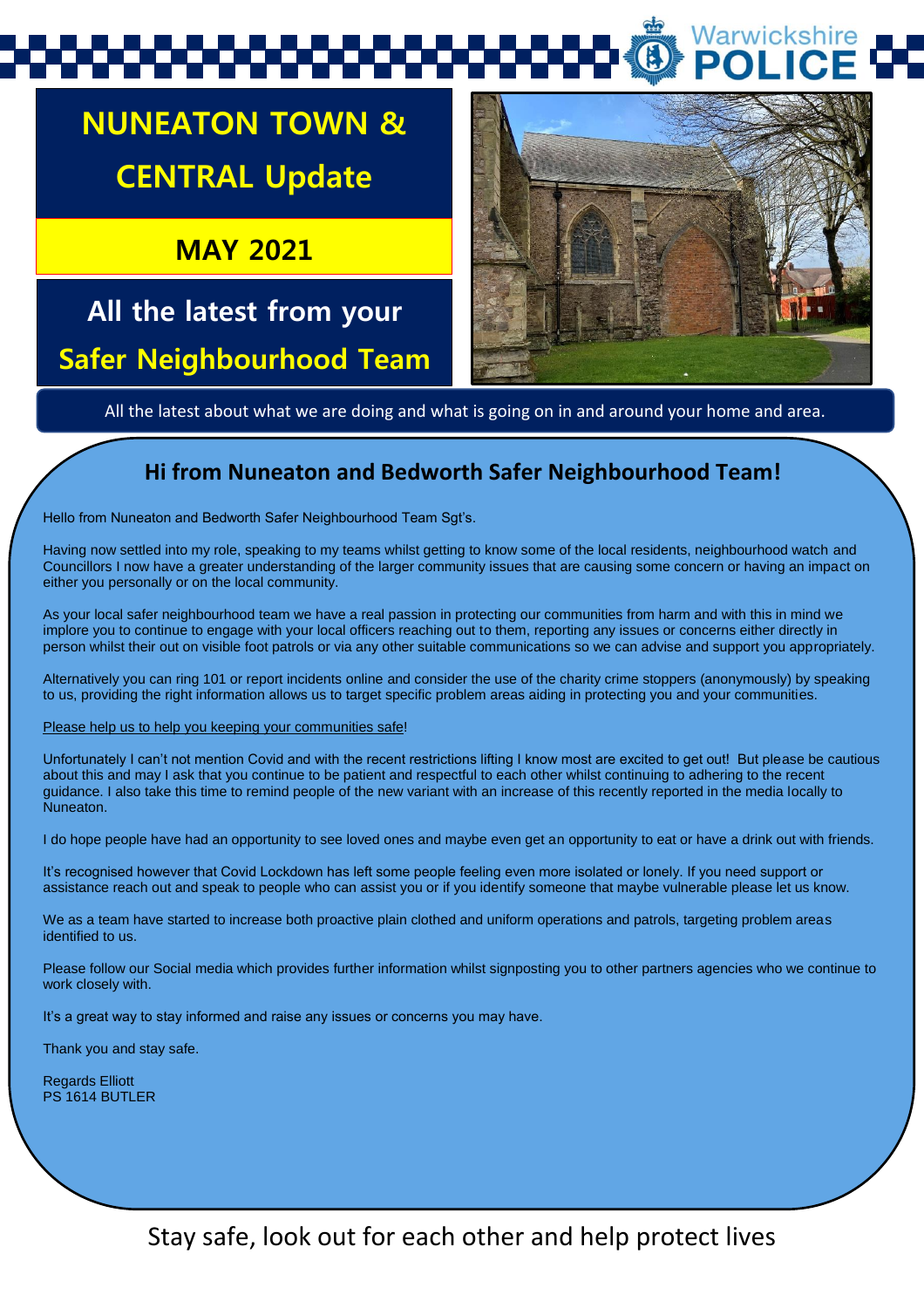Warwickshire POLICE

# NUNEATON TOWN & CENTRAL Update

## MAY 2021

## All the latest from your Safer Neighbourhood Team

All the latest about what we are doing and what is going on in and around your home and area.

## Hi from Nuneaton and Bedworth Safer Neighbourhood Team!

Hello from Nuneaton and Bedworth Safer Neighbourhood Team Sgt's.

Having now settled into my role, speaking to my teams whilst getting to know some of the local residents, neighbourhood watch and Councillors I now have a greater understanding of the larger community issues that are causing some concern or having an impact on either you personally or on the local community.

As your local safer neighbourhood team we have a real passion in protecting our communities from harm and with this in mind we implore you to continue to engage with your local officers reaching out to them, reporting any issues or concerns either directly in person whilst their out on visible foot patrols or via any other suitable communications so we can advise and support you appropriately.

Alternatively you can ring 101 or report incidents online and consider the use of the charity crime stoppers (anonymously) by speaking to us, providing the right information allows us to target specific problem areas aiding in protecting you and your communities.

Please help us to help you keeping your communities safe!

Unfortunately I can't not mention Covid and with the recent restrictions lifting I know most are excited to get out! But please be cautious about this and may I ask that you continue to be patient and respectful to each other whilst continuing to adhering to the recent guidance. I also take this time to remind people of the new variant with an increase of this recently reported in the media locally to Nuneaton.

I do hope people have had an opportunity to see loved ones and maybe even get an opportunity to eat or have a drink out with friends.

It's recognised however that Covid Lockdown has left some people feeling even more isolated or lonely. If you need support or assistance reach out and speak to people who can assist you or if you identify someone that maybe vulnerable please let us know.

We as a team have started to increase both proactive plain clothed and uniform operations and patrols, targeting problem areas identified to us.

Please follow our Social media which provides further information whilst signposting you to other partners agencies who we continue to work closely with.

It's a great way to stay informed and raise any issues or concerns you may have.

Thank you and stay safe.

Regards Elliott
PS 1614 BUTLER

Stay safe, look out for each other and help protect lives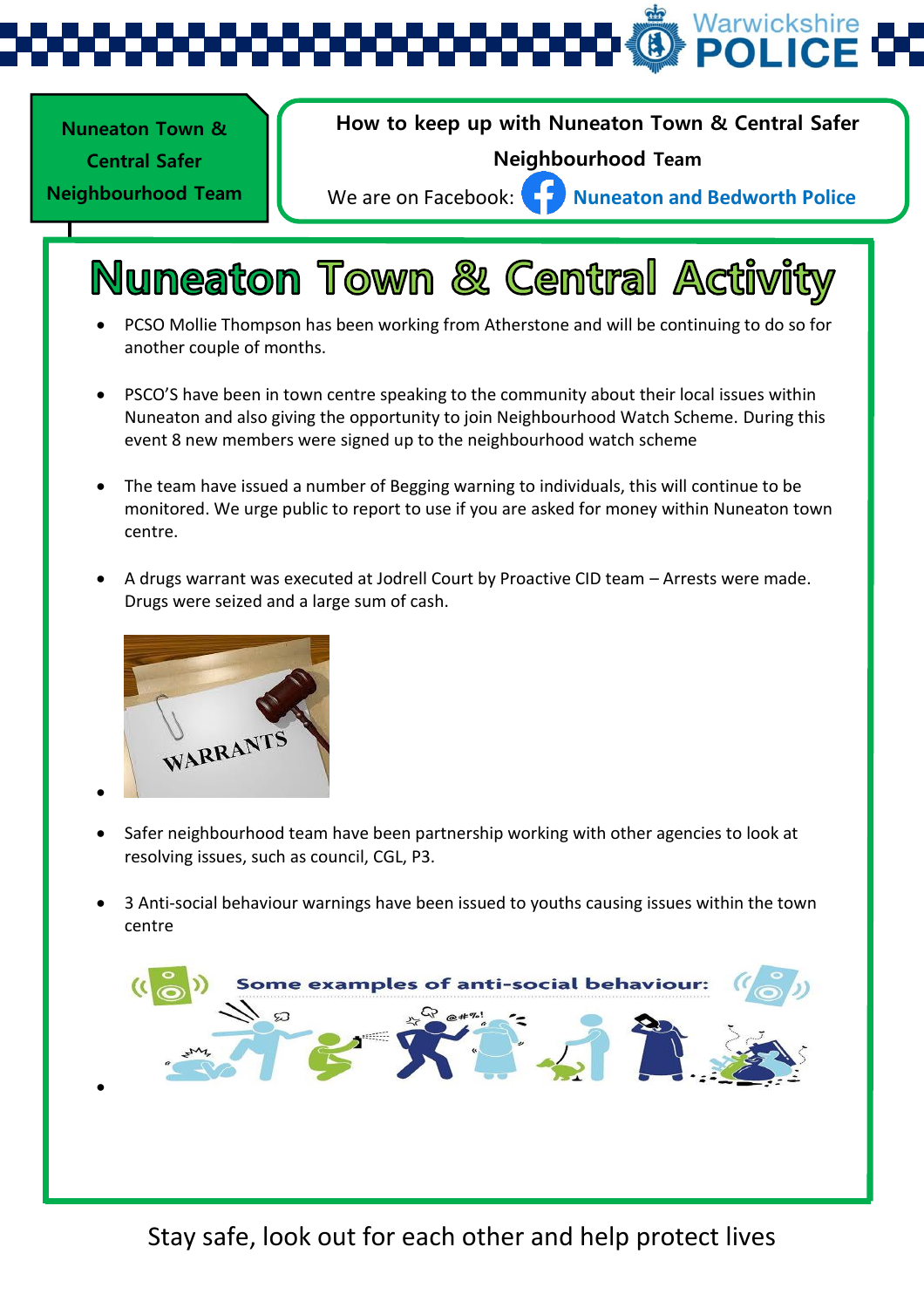**Nuneaton Town & Central Safer Neighbourhood Team**

**How to keep up with Nuneaton Town & Central Safer Neighbourhood Team**

We are on Facebook: **Nuneaton and Bedworth Police**

# Nuneaton Town & Central Activity

- PCSO Mollie Thompson has been working from Atherstone and will be continuing to do so for another couple of months.
- PSCO'S have been in town centre speaking to the community about their local issues within Nuneaton and also giving the opportunity to join Neighbourhood Watch Scheme. During this event 8 new members were signed up to the neighbourhood watch scheme
- The team have issued a number of Begging warning to individuals, this will continue to be monitored. We urge public to report to use if you are asked for money within Nuneaton town centre.
- A drugs warrant was executed at Jodrell Court by Proactive CID team – Arrests were made. Drugs were seized and a large sum of cash.
- Safer neighbourhood team have been partnership working with other agencies to look at resolving issues, such as council, CGL, P3.
- 3 Anti-social behaviour warnings have been issued to youths causing issues within the town centre

Stay safe, look out for each other and help protect lives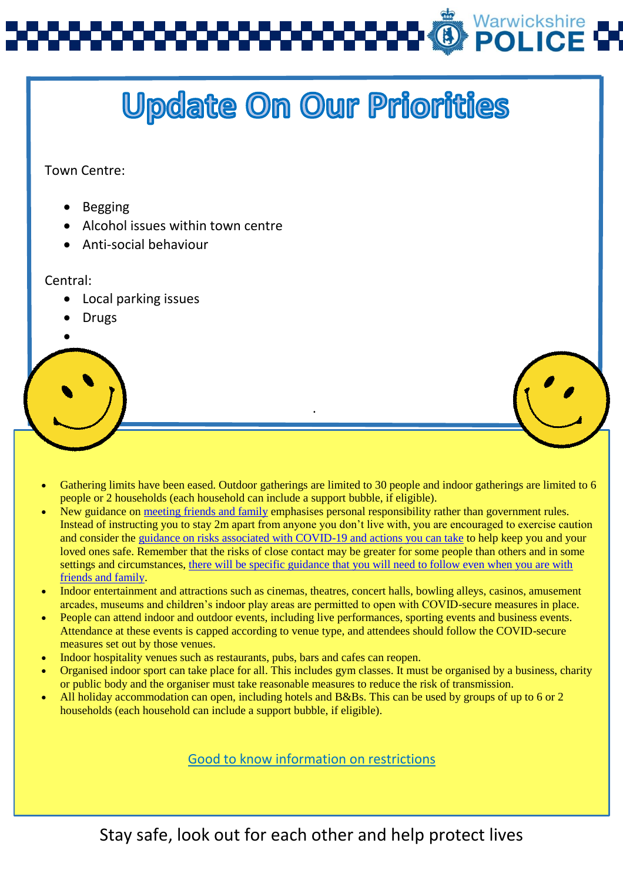# Update On Our Priorities

Town Centre:

- Begging
- Alcohol issues within town centre
- Anti-social behaviour

Central:

- Local parking issues
- Drugs

- Gathering limits have been eased. Outdoor gatherings are limited to 30 people and indoor gatherings are limited to 6 people or 2 households (each household can include a support bubble, if eligible).
- New guidance on [meeting friends and family]() emphasises personal responsibility rather than government rules. Instead of instructing you to stay 2m apart from anyone you don't live with, you are encouraged to exercise caution and consider the [guidance on risks associated with COVID-19 and actions you can take]() to help keep you and your loved ones safe. Remember that the risks of close contact may be greater for some people than others and in some settings and circumstances, [there will be specific guidance that you will need to follow even when you are with friends and family]().
- Indoor entertainment and attractions such as cinemas, theatres, concert halls, bowling alleys, casinos, amusement arcades, museums and children's indoor play areas are permitted to open with COVID-secure measures in place.
- People can attend indoor and outdoor events, including live performances, sporting events and business events. Attendance at these events is capped according to venue type, and attendees should follow the COVID-secure measures set out by those venues.
- Indoor hospitality venues such as restaurants, pubs, bars and cafes can reopen.
- Organised indoor sport can take place for all. This includes gym classes. It must be organised by a business, charity or public body and the organiser must take reasonable measures to reduce the risk of transmission.
- All holiday accommodation can open, including hotels and B&Bs. This can be used by groups of up to 6 or 2 households (each household can include a support bubble, if eligible).

[Good to know information on restrictions]()

Stay safe, look out for each other and help protect lives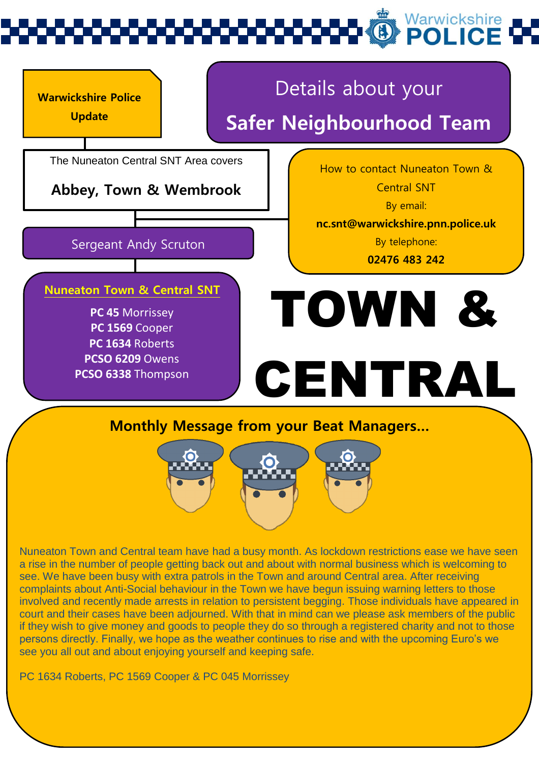Warwickshire POLICE

**Warwickshire Police Update**

# Details about your Safer Neighbourhood Team

The Nuneaton Central SNT Area covers

**Abbey, Town & Wembrook**

How to contact Nuneaton Town & Central SNT

By email:

**nc.snt@warwickshire.pnn.police.uk**

By telephone:

**02476 483 242**

Sergeant Andy Scruton

## Nuneaton Town & Central SNT

**PC 45** Morrissey
**PC 1569** Cooper
**PC 1634** Roberts
**PCSO 6209** Owens
**PCSO 6338** Thompson

# TOWN & CENTRAL

## Monthly Message from your Beat Managers…

Nuneaton Town and Central team have had a busy month. As lockdown restrictions ease we have seen a rise in the number of people getting back out and about with normal business which is welcoming to see. We have been busy with extra patrols in the Town and around Central area. After receiving complaints about Anti-Social behaviour in the Town we have begun issuing warning letters to those involved and recently made arrests in relation to persistent begging. Those individuals have appeared in court and their cases have been adjourned. With that in mind can we please ask members of the public if they wish to give money and goods to people they do so through a registered charity and not to those persons directly. Finally, we hope as the weather continues to rise and with the upcoming Euro's we see you all out and about enjoying yourself and keeping safe.

PC 1634 Roberts, PC 1569 Cooper & PC 045 Morrissey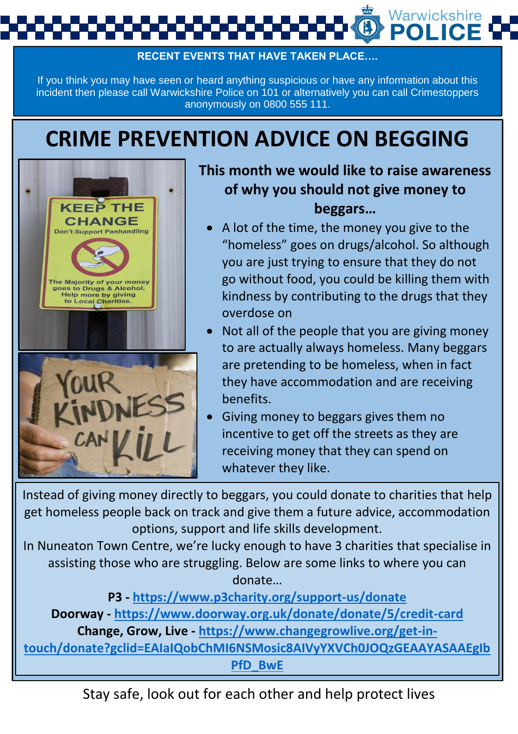**RECENT EVENTS THAT HAVE TAKEN PLACE….**

If you think you may have seen or heard anything suspicious or have any information about this incident then please call Warwickshire Police on 101 or alternatively you can call Crimestoppers anonymously on 0800 555 111.

# CRIME PREVENTION ADVICE ON BEGGING

**This month we would like to raise awareness of why you should not give money to beggars…**

- A lot of the time, the money you give to the "homeless" goes on drugs/alcohol. So although you are just trying to ensure that they do not go without food, you could be killing them with kindness by contributing to the drugs that they overdose on
- Not all of the people that you are giving money to are actually always homeless. Many beggars are pretending to be homeless, when in fact they have accommodation and are receiving benefits.
- Giving money to beggars gives them no incentive to get off the streets as they are receiving money that they can spend on whatever they like.

Instead of giving money directly to beggars, you could donate to charities that help get homeless people back on track and give them a future advice, accommodation options, support and life skills development.

In Nuneaton Town Centre, we're lucky enough to have 3 charities that specialise in assisting those who are struggling. Below are some links to where you can donate…

**P3 -** https://www.p3charity.org/support-us/donate

**Doorway -** https://www.doorway.org.uk/donate/donate/5/credit-card

**Change, Grow, Live -** https://www.changegrowlive.org/get-in-touch/donate?gclid=EAIaIQobChMI6NSMosic8AIVyYXVCh0JOQzGEAAYASAAEgIbPfD_BwE

Stay safe, look out for each other and help protect lives